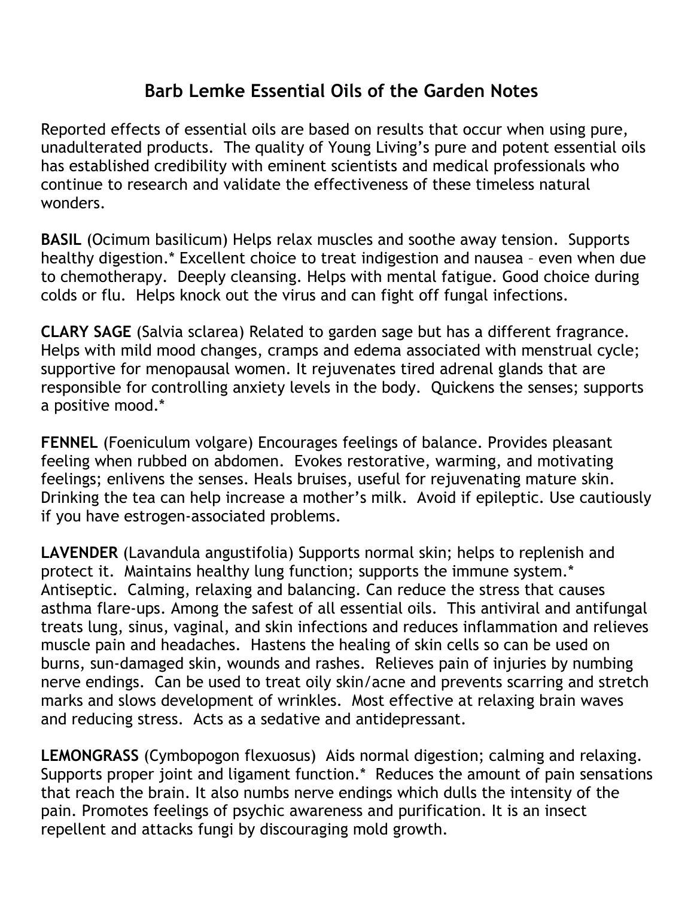# Barb Lemke Essential Oils of the Garden Notes

Reported effects of essential oils are based on results that occur when using pure, unadulterated products. The quality of Young Living's pure and potent essential oils has established credibility with eminent scientists and medical professionals who continue to research and validate the effectiveness of these timeless natural wonders.

**BASIL** (Ocimum basilicum) Helps relax muscles and soothe away tension. Supports healthy digestion.* Excellent choice to treat indigestion and nausea – even when due to chemotherapy. Deeply cleansing. Helps with mental fatigue. Good choice during colds or flu. Helps knock out the virus and can fight off fungal infections.

**CLARY SAGE** (Salvia sclarea) Related to garden sage but has a different fragrance. Helps with mild mood changes, cramps and edema associated with menstrual cycle; supportive for menopausal women. It rejuvenates tired adrenal glands that are responsible for controlling anxiety levels in the body. Quickens the senses; supports a positive mood.*

**FENNEL** (Foeniculum volgare) Encourages feelings of balance. Provides pleasant feeling when rubbed on abdomen. Evokes restorative, warming, and motivating feelings; enlivens the senses. Heals bruises, useful for rejuvenating mature skin. Drinking the tea can help increase a mother's milk. Avoid if epileptic. Use cautiously if you have estrogen-associated problems.

**LAVENDER** (Lavandula angustifolia) Supports normal skin; helps to replenish and protect it. Maintains healthy lung function; supports the immune system.* Antiseptic. Calming, relaxing and balancing. Can reduce the stress that causes asthma flare-ups. Among the safest of all essential oils. This antiviral and antifungal treats lung, sinus, vaginal, and skin infections and reduces inflammation and relieves muscle pain and headaches. Hastens the healing of skin cells so can be used on burns, sun-damaged skin, wounds and rashes. Relieves pain of injuries by numbing nerve endings. Can be used to treat oily skin/acne and prevents scarring and stretch marks and slows development of wrinkles. Most effective at relaxing brain waves and reducing stress. Acts as a sedative and antidepressant.

**LEMONGRASS** (Cymbopogon flexuosus) Aids normal digestion; calming and relaxing. Supports proper joint and ligament function.* Reduces the amount of pain sensations that reach the brain. It also numbs nerve endings which dulls the intensity of the pain. Promotes feelings of psychic awareness and purification. It is an insect repellent and attacks fungi by discouraging mold growth.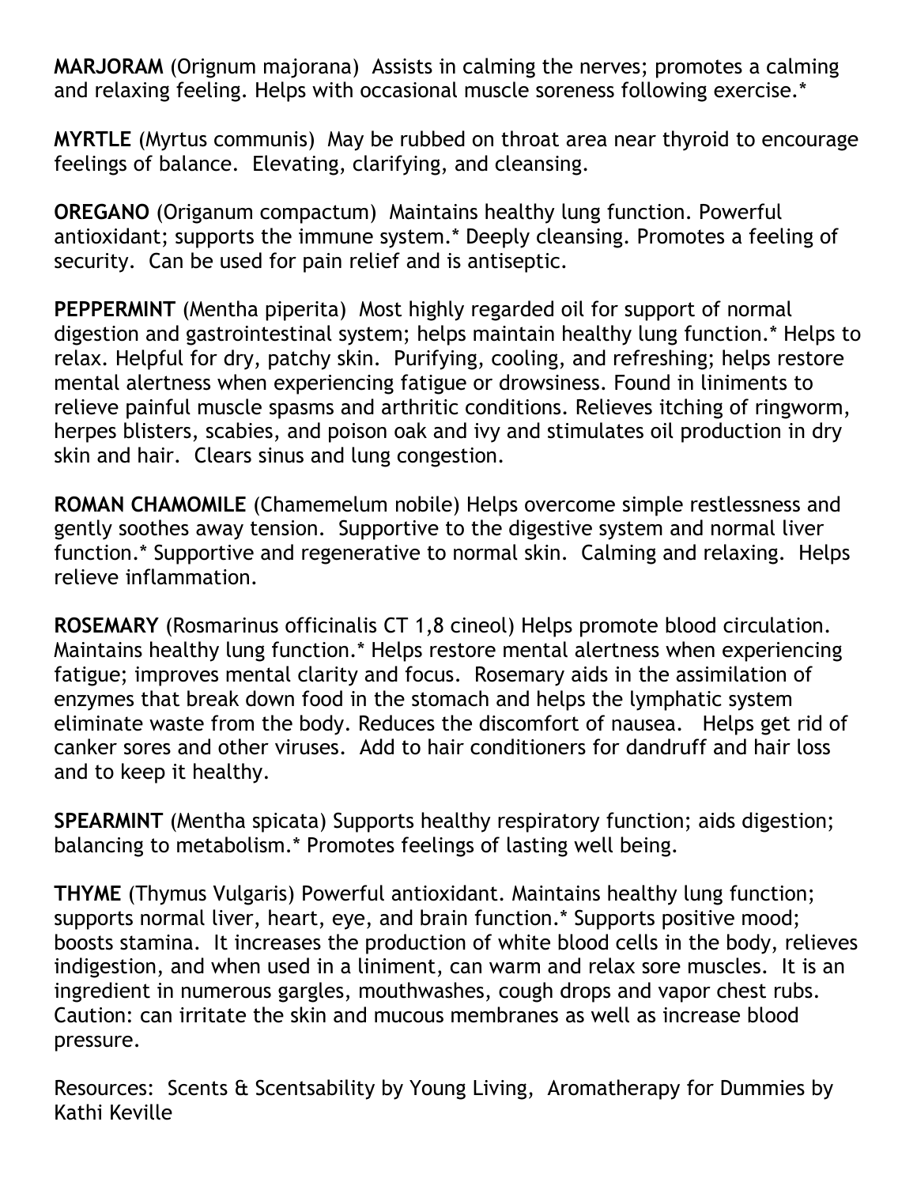**MARJORAM** (Orignum majorana) Assists in calming the nerves; promotes a calming and relaxing feeling. Helps with occasional muscle soreness following exercise.*

**MYRTLE** (Myrtus communis) May be rubbed on throat area near thyroid to encourage feelings of balance. Elevating, clarifying, and cleansing.

**OREGANO** (Origanum compactum) Maintains healthy lung function. Powerful antioxidant; supports the immune system.* Deeply cleansing. Promotes a feeling of security. Can be used for pain relief and is antiseptic.

**PEPPERMINT** (Mentha piperita) Most highly regarded oil for support of normal digestion and gastrointestinal system; helps maintain healthy lung function.* Helps to relax. Helpful for dry, patchy skin. Purifying, cooling, and refreshing; helps restore mental alertness when experiencing fatigue or drowsiness. Found in liniments to relieve painful muscle spasms and arthritic conditions. Relieves itching of ringworm, herpes blisters, scabies, and poison oak and ivy and stimulates oil production in dry skin and hair. Clears sinus and lung congestion.

**ROMAN CHAMOMILE** (Chamemelum nobile) Helps overcome simple restlessness and gently soothes away tension. Supportive to the digestive system and normal liver function.* Supportive and regenerative to normal skin. Calming and relaxing. Helps relieve inflammation.

**ROSEMARY** (Rosmarinus officinalis CT 1,8 cineol) Helps promote blood circulation. Maintains healthy lung function.* Helps restore mental alertness when experiencing fatigue; improves mental clarity and focus. Rosemary aids in the assimilation of enzymes that break down food in the stomach and helps the lymphatic system eliminate waste from the body. Reduces the discomfort of nausea. Helps get rid of canker sores and other viruses. Add to hair conditioners for dandruff and hair loss and to keep it healthy.

**SPEARMINT** (Mentha spicata) Supports healthy respiratory function; aids digestion; balancing to metabolism.* Promotes feelings of lasting well being.

**THYME** (Thymus Vulgaris) Powerful antioxidant. Maintains healthy lung function; supports normal liver, heart, eye, and brain function.* Supports positive mood; boosts stamina. It increases the production of white blood cells in the body, relieves indigestion, and when used in a liniment, can warm and relax sore muscles. It is an ingredient in numerous gargles, mouthwashes, cough drops and vapor chest rubs. Caution: can irritate the skin and mucous membranes as well as increase blood pressure.

Resources: Scents & Scentsability by Young Living, Aromatherapy for Dummies by Kathi Keville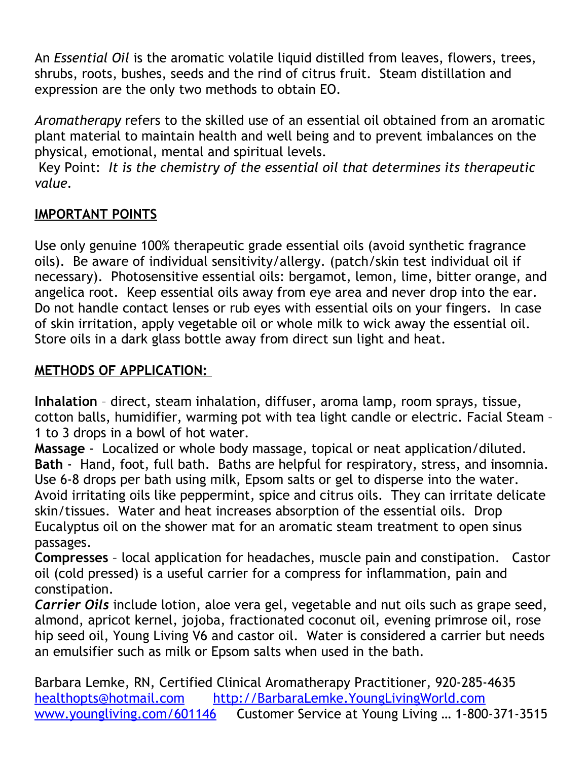An *Essential Oil* is the aromatic volatile liquid distilled from leaves, flowers, trees, shrubs, roots, bushes, seeds and the rind of citrus fruit. Steam distillation and expression are the only two methods to obtain EO.

*Aromatherapy* refers to the skilled use of an essential oil obtained from an aromatic plant material to maintain health and well being and to prevent imbalances on the physical, emotional, mental and spiritual levels.
Key Point: *It is the chemistry of the essential oil that determines its therapeutic value.*

## IMPORTANT POINTS

Use only genuine 100% therapeutic grade essential oils (avoid synthetic fragrance oils). Be aware of individual sensitivity/allergy. (patch/skin test individual oil if necessary). Photosensitive essential oils: bergamot, lemon, lime, bitter orange, and angelica root. Keep essential oils away from eye area and never drop into the ear. Do not handle contact lenses or rub eyes with essential oils on your fingers. In case of skin irritation, apply vegetable oil or whole milk to wick away the essential oil. Store oils in a dark glass bottle away from direct sun light and heat.

## METHODS OF APPLICATION:

**Inhalation** – direct, steam inhalation, diffuser, aroma lamp, room sprays, tissue, cotton balls, humidifier, warming pot with tea light candle or electric. Facial Steam – 1 to 3 drops in a bowl of hot water.
**Massage** - Localized or whole body massage, topical or neat application/diluted.
**Bath** - Hand, foot, full bath. Baths are helpful for respiratory, stress, and insomnia. Use 6-8 drops per bath using milk, Epsom salts or gel to disperse into the water. Avoid irritating oils like peppermint, spice and citrus oils. They can irritate delicate skin/tissues. Water and heat increases absorption of the essential oils. Drop Eucalyptus oil on the shower mat for an aromatic steam treatment to open sinus passages.
**Compresses** – local application for headaches, muscle pain and constipation. Castor oil (cold pressed) is a useful carrier for a compress for inflammation, pain and constipation.
***Carrier Oils*** include lotion, aloe vera gel, vegetable and nut oils such as grape seed, almond, apricot kernel, jojoba, fractionated coconut oil, evening primrose oil, rose hip seed oil, Young Living V6 and castor oil. Water is considered a carrier but needs an emulsifier such as milk or Epsom salts when used in the bath.

Barbara Lemke, RN, Certified Clinical Aromatherapy Practitioner, 920-285-4635
healthopts@hotmail.com http://BarbaraLemke.YoungLivingWorld.com
www.youngliving.com/601146 Customer Service at Young Living … 1-800-371-3515